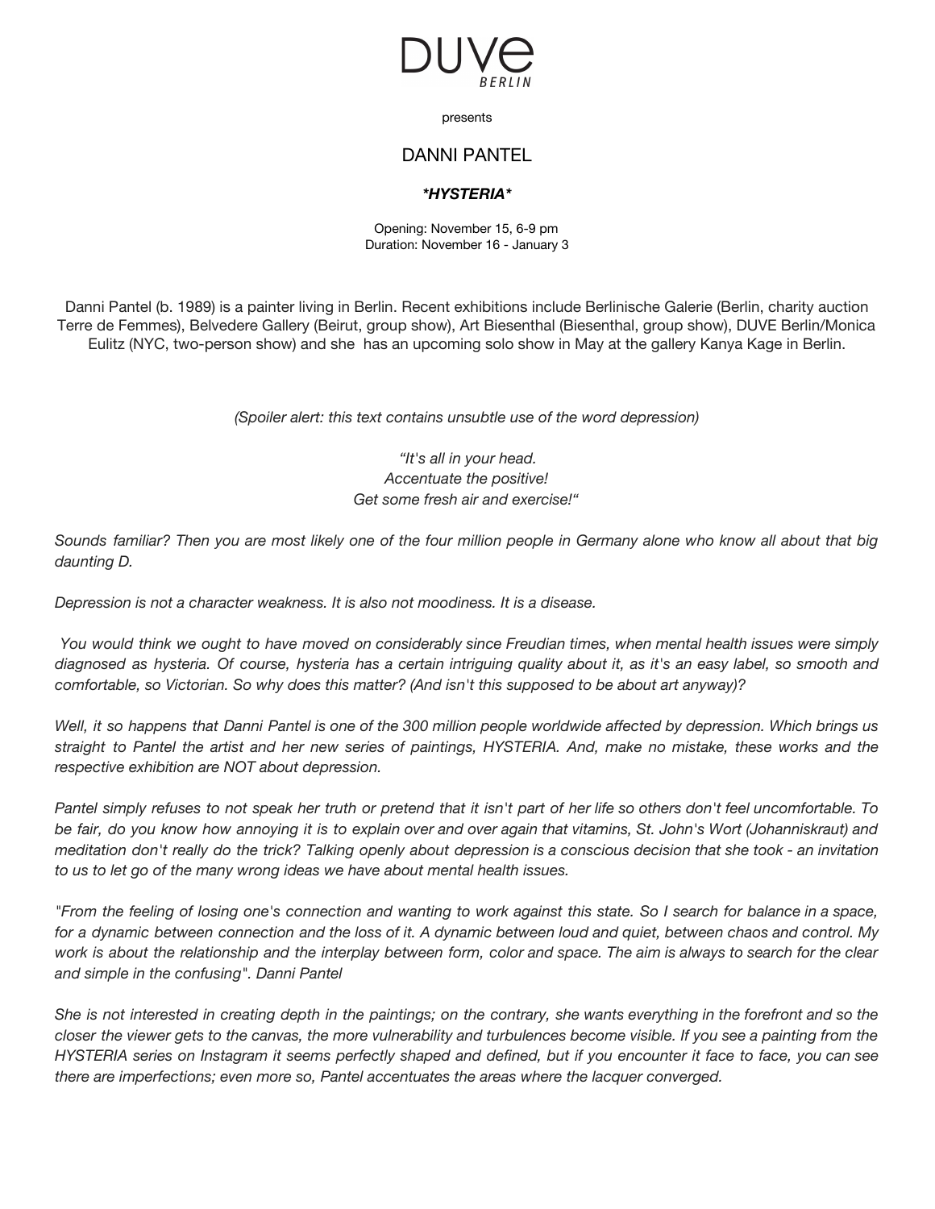# DUVE BERLIN

presents

## DANNI PANTEL

### ***HYSTERIA***

Opening: November 15, 6-9 pm
Duration: November 16 - January 3

Danni Pantel (b. 1989) is a painter living in Berlin. Recent exhibitions include Berlinische Galerie (Berlin, charity auction Terre de Femmes), Belvedere Gallery (Beirut, group show), Art Biesenthal (Biesenthal, group show), DUVE Berlin/Monica Eulitz (NYC, two-person show) and she has an upcoming solo show in May at the gallery Kanya Kage in Berlin.

*(Spoiler alert: this text contains unsubtle use of the word depression)*

*"It's all in your head.*
*Accentuate the positive!*
*Get some fresh air and exercise!"*

*Sounds familiar? Then you are most likely one of the four million people in Germany alone who know all about that big daunting D.*

*Depression is not a character weakness. It is also not moodiness. It is a disease.*

*You would think we ought to have moved on considerably since Freudian times, when mental health issues were simply diagnosed as hysteria. Of course, hysteria has a certain intriguing quality about it, as it's an easy label, so smooth and comfortable, so Victorian. So why does this matter? (And isn't this supposed to be about art anyway)?*

*Well, it so happens that Danni Pantel is one of the 300 million people worldwide affected by depression. Which brings us straight to Pantel the artist and her new series of paintings, HYSTERIA. And, make no mistake, these works and the respective exhibition are NOT about depression.*

*Pantel simply refuses to not speak her truth or pretend that it isn't part of her life so others don't feel uncomfortable. To be fair, do you know how annoying it is to explain over and over again that vitamins, St. John's Wort (Johanniskraut) and meditation don't really do the trick? Talking openly about depression is a conscious decision that she took - an invitation to us to let go of the many wrong ideas we have about mental health issues.*

*"From the feeling of losing one's connection and wanting to work against this state. So I search for balance in a space, for a dynamic between connection and the loss of it. A dynamic between loud and quiet, between chaos and control. My work is about the relationship and the interplay between form, color and space. The aim is always to search for the clear and simple in the confusing". Danni Pantel*

*She is not interested in creating depth in the paintings; on the contrary, she wants everything in the forefront and so the closer the viewer gets to the canvas, the more vulnerability and turbulences become visible. If you see a painting from the HYSTERIA series on Instagram it seems perfectly shaped and defined, but if you encounter it face to face, you can see there are imperfections; even more so, Pantel accentuates the areas where the lacquer converged.*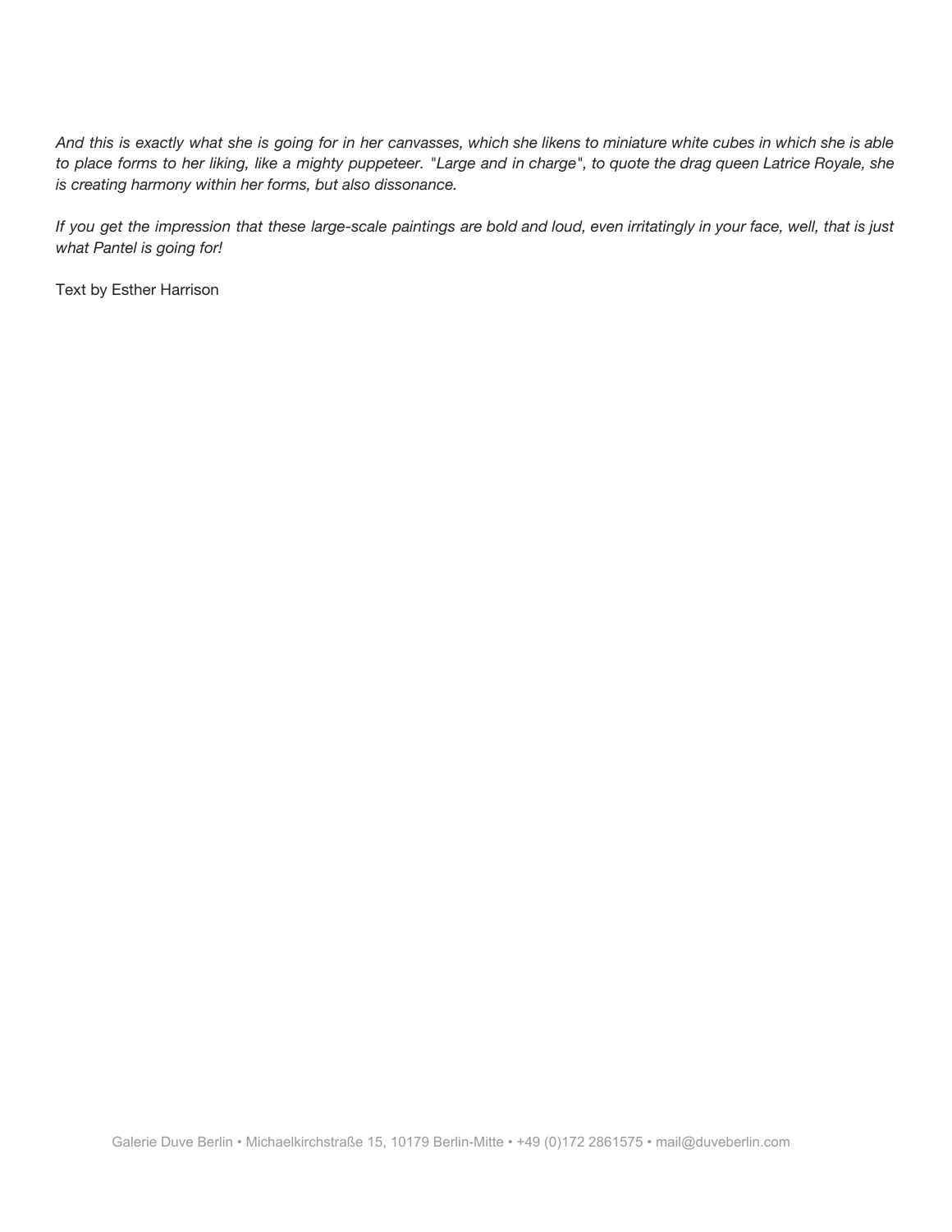*And this is exactly what she is going for in her canvasses, which she likens to miniature white cubes in which she is able to place forms to her liking, like a mighty puppeteer. "Large and in charge", to quote the drag queen Latrice Royale, she is creating harmony within her forms, but also dissonance.*

*If you get the impression that these large-scale paintings are bold and loud, even irritatingly in your face, well, that is just what Pantel is going for!*

Text by Esther Harrison